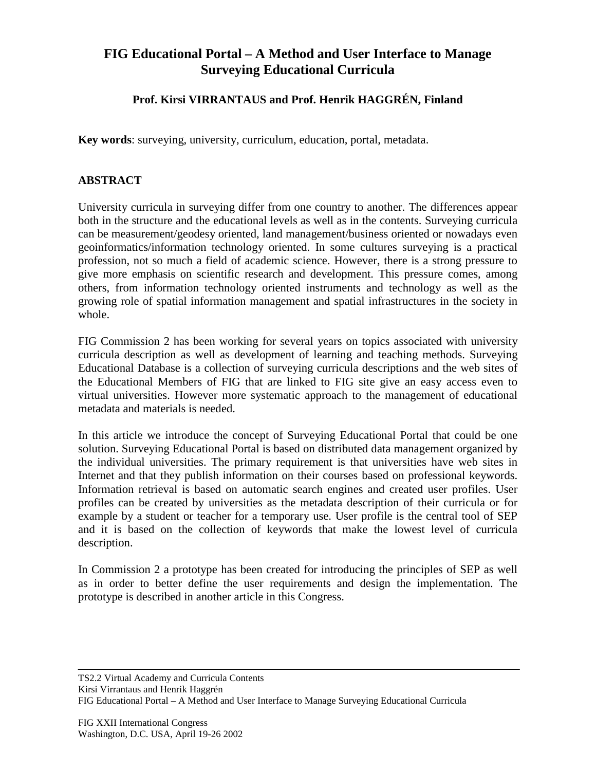# FIG Educational Portal – A Method and User Interface to Manage Surveying Educational Curricula

**Prof. Kirsi VIRRANTAUS and Prof. Henrik HAGGRÉN, Finland**

**Key words**: surveying, university, curriculum, education, portal, metadata.

## ABSTRACT

University curricula in surveying differ from one country to another. The differences appear both in the structure and the educational levels as well as in the contents. Surveying curricula can be measurement/geodesy oriented, land management/business oriented or nowadays even geoinformatics/information technology oriented. In some cultures surveying is a practical profession, not so much a field of academic science. However, there is a strong pressure to give more emphasis on scientific research and development. This pressure comes, among others, from information technology oriented instruments and technology as well as the growing role of spatial information management and spatial infrastructures in the society in whole.

FIG Commission 2 has been working for several years on topics associated with university curricula description as well as development of learning and teaching methods. Surveying Educational Database is a collection of surveying curricula descriptions and the web sites of the Educational Members of FIG that are linked to FIG site give an easy access even to virtual universities. However more systematic approach to the management of educational metadata and materials is needed.

In this article we introduce the concept of Surveying Educational Portal that could be one solution. Surveying Educational Portal is based on distributed data management organized by the individual universities. The primary requirement is that universities have web sites in Internet and that they publish information on their courses based on professional keywords. Information retrieval is based on automatic search engines and created user profiles. User profiles can be created by universities as the metadata description of their curricula or for example by a student or teacher for a temporary use. User profile is the central tool of SEP and it is based on the collection of keywords that make the lowest level of curricula description.

In Commission 2 a prototype has been created for introducing the principles of SEP as well as in order to better define the user requirements and design the implementation. The prototype is described in another article in this Congress.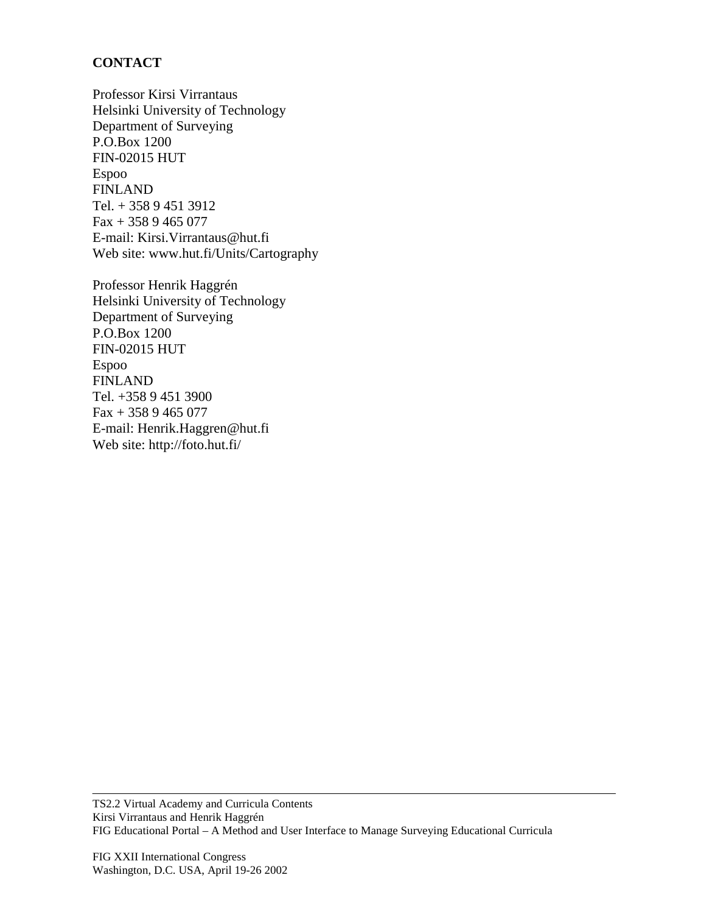**CONTACT**

Professor Kirsi Virrantaus
Helsinki University of Technology
Department of Surveying
P.O.Box 1200
FIN-02015 HUT
Espoo
FINLAND
Tel. + 358 9 451 3912
Fax + 358 9 465 077
E-mail: Kirsi.Virrantaus@hut.fi
Web site: www.hut.fi/Units/Cartography

Professor Henrik Haggrén
Helsinki University of Technology
Department of Surveying
P.O.Box 1200
FIN-02015 HUT
Espoo
FINLAND
Tel. +358 9 451 3900
Fax + 358 9 465 077
E-mail: Henrik.Haggren@hut.fi
Web site: http://foto.hut.fi/